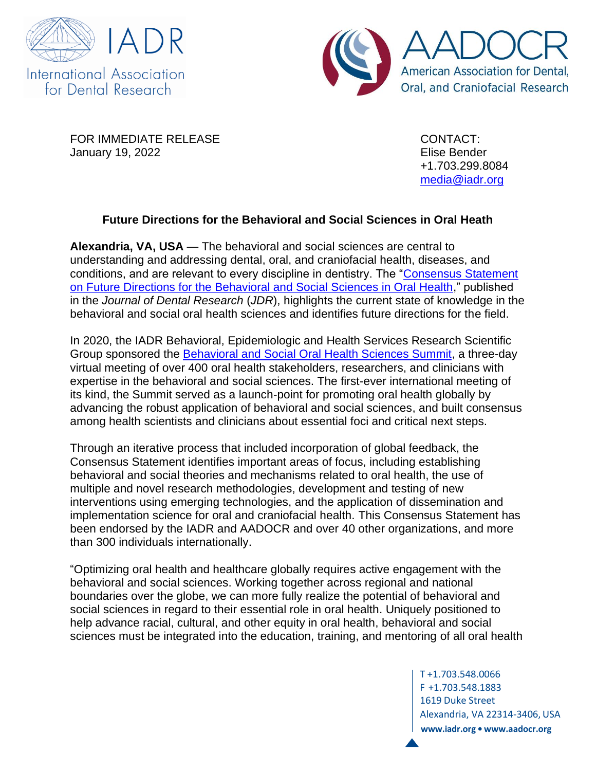IADR
International Association for Dental Research

AADOCR
American Association for Dental, Oral, and Craniofacial Research

FOR IMMEDIATE RELEASE
January 19, 2022

CONTACT:
Elise Bender
+1.703.299.8084
media@iadr.org

## Future Directions for the Behavioral and Social Sciences in Oral Heath

**Alexandria, VA, USA** — The behavioral and social sciences are central to understanding and addressing dental, oral, and craniofacial health, diseases, and conditions, and are relevant to every discipline in dentistry. The "Consensus Statement on Future Directions for the Behavioral and Social Sciences in Oral Health," published in the *Journal of Dental Research* (*JDR*), highlights the current state of knowledge in the behavioral and social oral health sciences and identifies future directions for the field.

In 2020, the IADR Behavioral, Epidemiologic and Health Services Research Scientific Group sponsored the Behavioral and Social Oral Health Sciences Summit, a three-day virtual meeting of over 400 oral health stakeholders, researchers, and clinicians with expertise in the behavioral and social sciences. The first-ever international meeting of its kind, the Summit served as a launch-point for promoting oral health globally by advancing the robust application of behavioral and social sciences, and built consensus among health scientists and clinicians about essential foci and critical next steps.

Through an iterative process that included incorporation of global feedback, the Consensus Statement identifies important areas of focus, including establishing behavioral and social theories and mechanisms related to oral health, the use of multiple and novel research methodologies, development and testing of new interventions using emerging technologies, and the application of dissemination and implementation science for oral and craniofacial health. This Consensus Statement has been endorsed by the IADR and AADOCR and over 40 other organizations, and more than 300 individuals internationally.

"Optimizing oral health and healthcare globally requires active engagement with the behavioral and social sciences. Working together across regional and national boundaries over the globe, we can more fully realize the potential of behavioral and social sciences in regard to their essential role in oral health. Uniquely positioned to help advance racial, cultural, and other equity in oral health, behavioral and social sciences must be integrated into the education, training, and mentoring of all oral health

T +1.703.548.0066
F +1.703.548.1883
1619 Duke Street
Alexandria, VA 22314-3406, USA
**www.iadr.org • www.aadocr.org**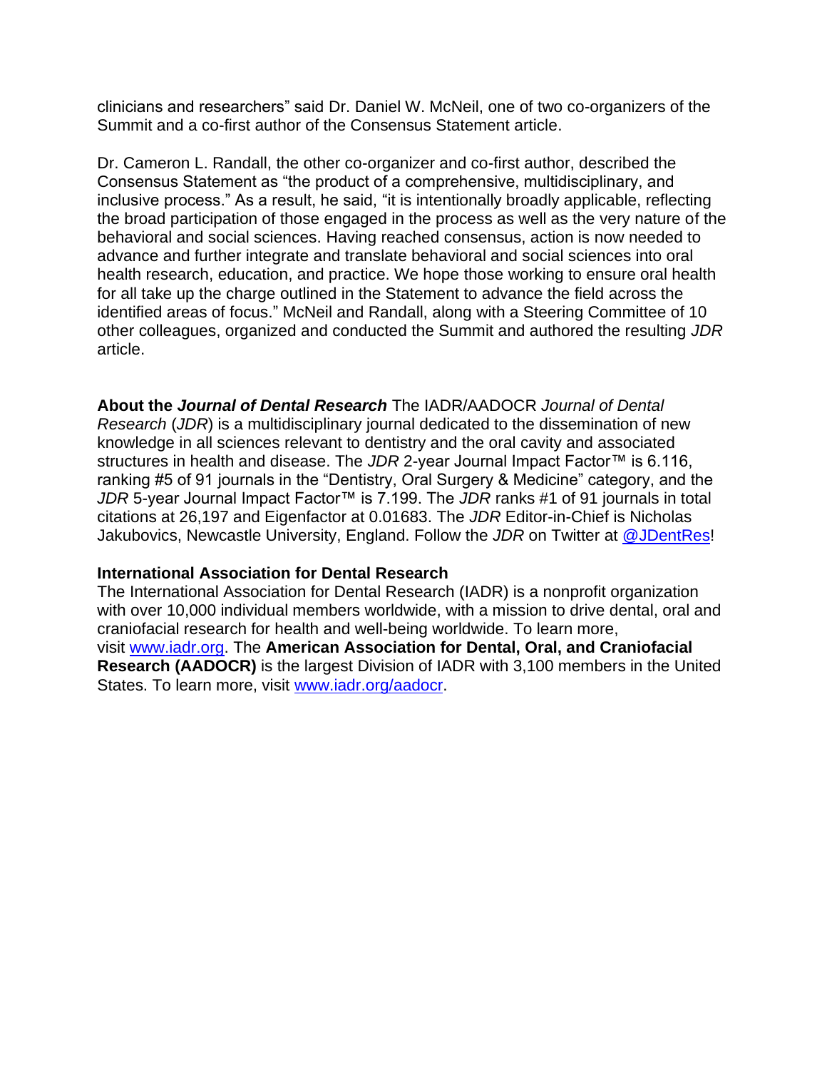clinicians and researchers" said Dr. Daniel W. McNeil, one of two co-organizers of the Summit and a co-first author of the Consensus Statement article.

Dr. Cameron L. Randall, the other co-organizer and co-first author, described the Consensus Statement as "the product of a comprehensive, multidisciplinary, and inclusive process." As a result, he said, "it is intentionally broadly applicable, reflecting the broad participation of those engaged in the process as well as the very nature of the behavioral and social sciences. Having reached consensus, action is now needed to advance and further integrate and translate behavioral and social sciences into oral health research, education, and practice. We hope those working to ensure oral health for all take up the charge outlined in the Statement to advance the field across the identified areas of focus." McNeil and Randall, along with a Steering Committee of 10 other colleagues, organized and conducted the Summit and authored the resulting *JDR* article.

**About the *Journal of Dental Research*** The IADR/AADOCR *Journal of Dental Research* (*JDR*) is a multidisciplinary journal dedicated to the dissemination of new knowledge in all sciences relevant to dentistry and the oral cavity and associated structures in health and disease. The *JDR* 2-year Journal Impact Factor™ is 6.116, ranking #5 of 91 journals in the "Dentistry, Oral Surgery & Medicine" category, and the *JDR* 5-year Journal Impact Factor™ is 7.199. The *JDR* ranks #1 of 91 journals in total citations at 26,197 and Eigenfactor at 0.01683. The *JDR* Editor-in-Chief is Nicholas Jakubovics, Newcastle University, England. Follow the *JDR* on Twitter at @JDentRes!

**International Association for Dental Research**
The International Association for Dental Research (IADR) is a nonprofit organization with over 10,000 individual members worldwide, with a mission to drive dental, oral and craniofacial research for health and well-being worldwide. To learn more, visit www.iadr.org. The **American Association for Dental, Oral, and Craniofacial Research (AADOCR)** is the largest Division of IADR with 3,100 members in the United States. To learn more, visit www.iadr.org/aadocr.